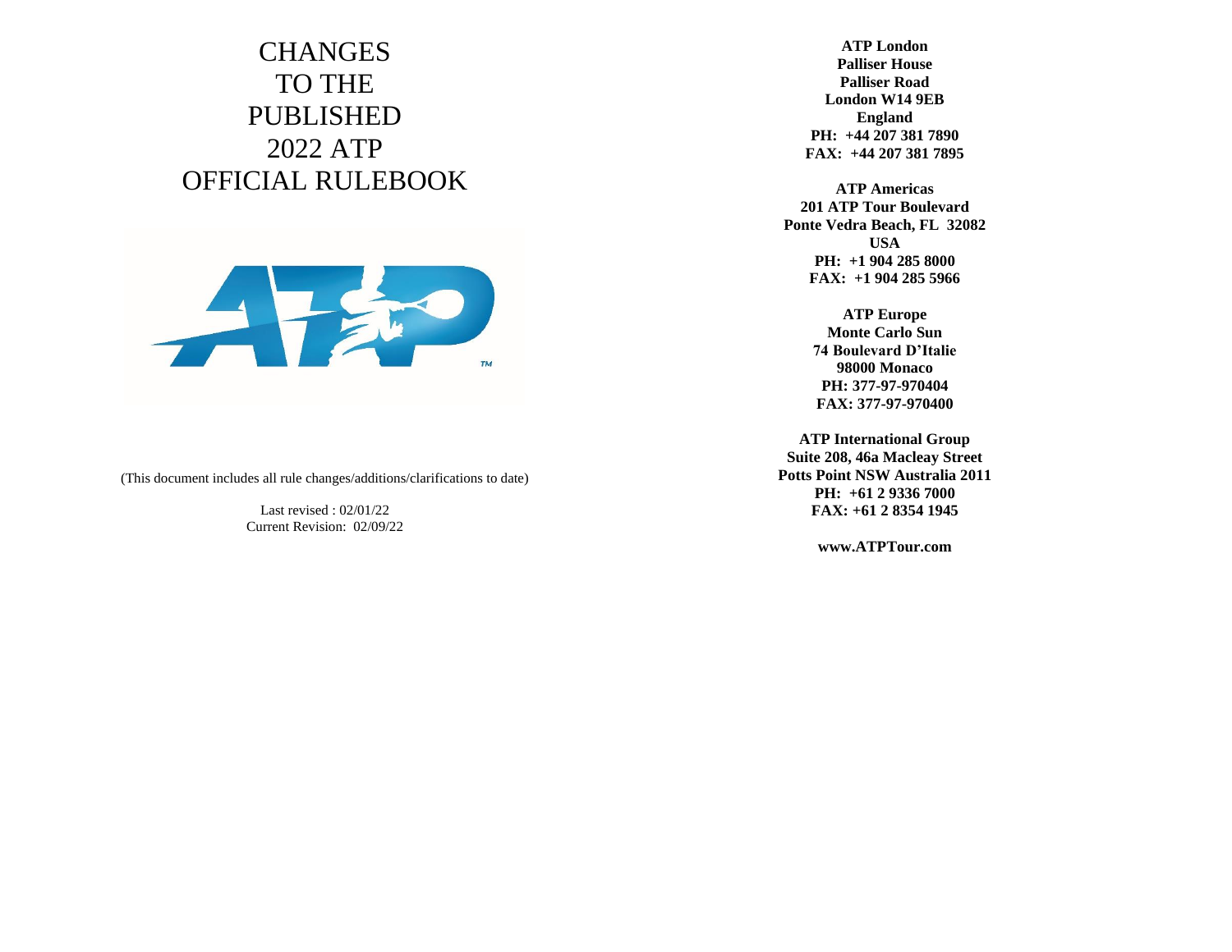# CHANGES TO THE PUBLISHED 2022 ATP OFFICIAL RULEBOOK

(This document includes all rule changes/additions/clarifications to date)

Last revised : 02/01/22
Current Revision: 02/09/22

**ATP London**
**Palliser House**
**Palliser Road**
**London W14 9EB**
**England**
**PH: +44 207 381 7890**
**FAX: +44 207 381 7895**

**ATP Americas**
**201 ATP Tour Boulevard**
**Ponte Vedra Beach, FL 32082**
**USA**
**PH: +1 904 285 8000**
**FAX: +1 904 285 5966**

**ATP Europe**
**Monte Carlo Sun**
**74 Boulevard D'Italie**
**98000 Monaco**
**PH: 377-97-970404**
**FAX: 377-97-970400**

**ATP International Group**
**Suite 208, 46a Macleay Street**
**Potts Point NSW Australia 2011**
**PH: +61 2 9336 7000**
**FAX: +61 2 8354 1945**

**www.ATPTour.com**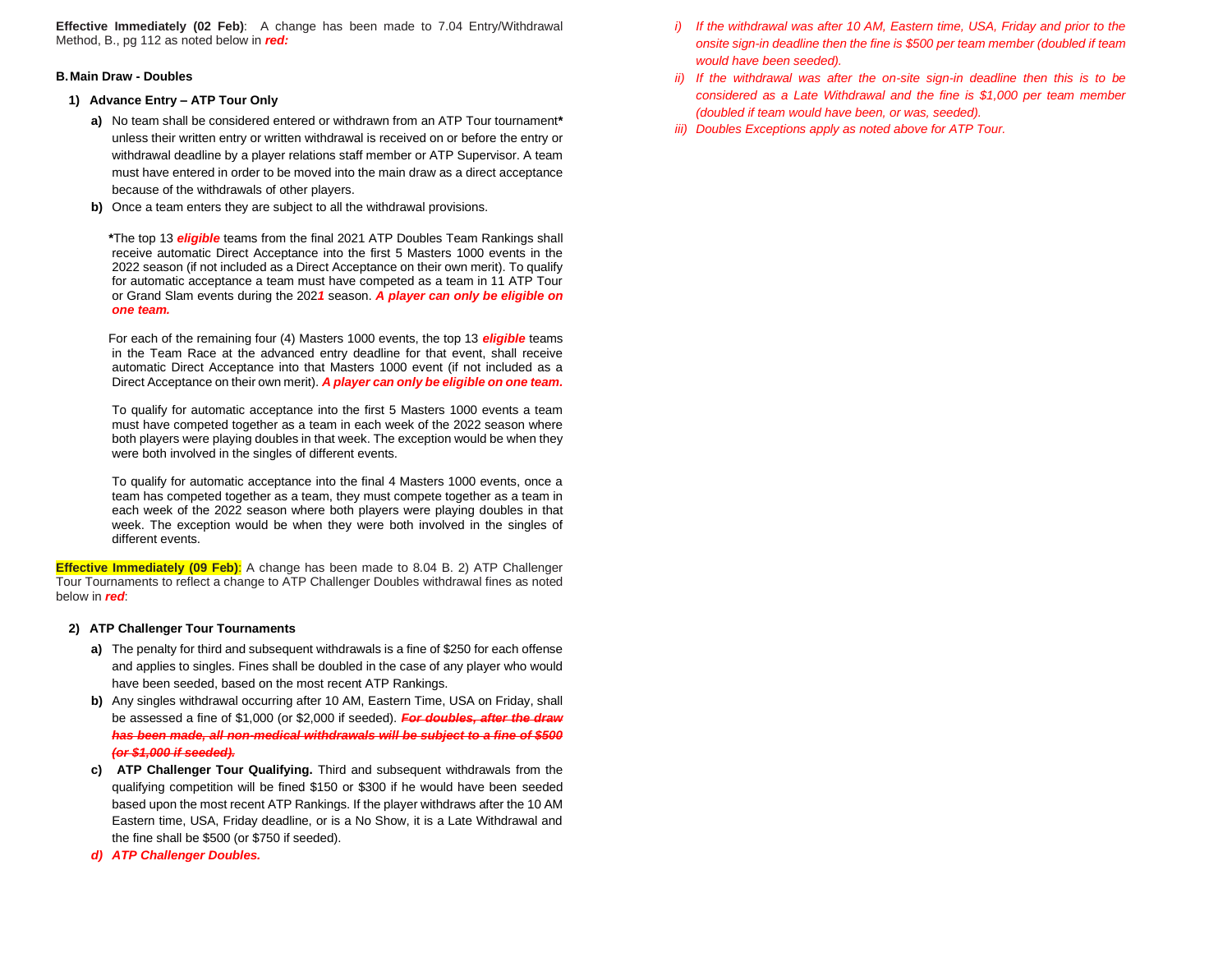**Effective Immediately (02 Feb)**: A change has been made to 7.04 Entry/Withdrawal Method, B., pg 112 as noted below in ***red:***

**B. Main Draw - Doubles**

**1) Advance Entry – ATP Tour Only**

**a)** No team shall be considered entered or withdrawn from an ATP Tour tournament**\*** unless their written entry or written withdrawal is received on or before the entry or withdrawal deadline by a player relations staff member or ATP Supervisor. A team must have entered in order to be moved into the main draw as a direct acceptance because of the withdrawals of other players.

**b)** Once a team enters they are subject to all the withdrawal provisions.

**\***The top 13 ***eligible*** teams from the final 2021 ATP Doubles Team Rankings shall receive automatic Direct Acceptance into the first 5 Masters 1000 events in the 2022 season (if not included as a Direct Acceptance on their own merit). To qualify for automatic acceptance a team must have competed as a team in 11 ATP Tour or Grand Slam events during the 202***1*** season. ***A player can only be eligible on one team.***

For each of the remaining four (4) Masters 1000 events, the top 13 ***eligible*** teams in the Team Race at the advanced entry deadline for that event, shall receive automatic Direct Acceptance into that Masters 1000 event (if not included as a Direct Acceptance on their own merit). ***A player can only be eligible on one team.***

To qualify for automatic acceptance into the first 5 Masters 1000 events a team must have competed together as a team in each week of the 2022 season where both players were playing doubles in that week. The exception would be when they were both involved in the singles of different events.

To qualify for automatic acceptance into the final 4 Masters 1000 events, once a team has competed together as a team, they must compete together as a team in each week of the 2022 season where both players were playing doubles in that week. The exception would be when they were both involved in the singles of different events.

**Effective Immediately (09 Feb)**: A change has been made to 8.04 B. 2) ATP Challenger Tour Tournaments to reflect a change to ATP Challenger Doubles withdrawal fines as noted below in ***red***:

**2) ATP Challenger Tour Tournaments**

**a)** The penalty for third and subsequent withdrawals is a fine of $250 for each offense and applies to singles. Fines shall be doubled in the case of any player who would have been seeded, based on the most recent ATP Rankings.

**b)** Any singles withdrawal occurring after 10 AM, Eastern Time, USA on Friday, shall be assessed a fine of $1,000 (or $2,000 if seeded). ***~~For doubles, after the draw has been made, all non-medical withdrawals will be subject to a fine of $500 (or $1,000 if seeded).~~***

**c) ATP Challenger Tour Qualifying.** Third and subsequent withdrawals from the qualifying competition will be fined $150 or $300 if he would have been seeded based upon the most recent ATP Rankings. If the player withdraws after the 10 AM Eastern time, USA, Friday deadline, or is a No Show, it is a Late Withdrawal and the fine shall be $500 (or $750 if seeded).

***d) ATP Challenger Doubles.***

*i) If the withdrawal was after 10 AM, Eastern time, USA, Friday and prior to the onsite sign-in deadline then the fine is $500 per team member (doubled if team would have been seeded).*

*ii) If the withdrawal was after the on-site sign-in deadline then this is to be considered as a Late Withdrawal and the fine is $1,000 per team member (doubled if team would have been, or was, seeded).*

*iii) Doubles Exceptions apply as noted above for ATP Tour.*